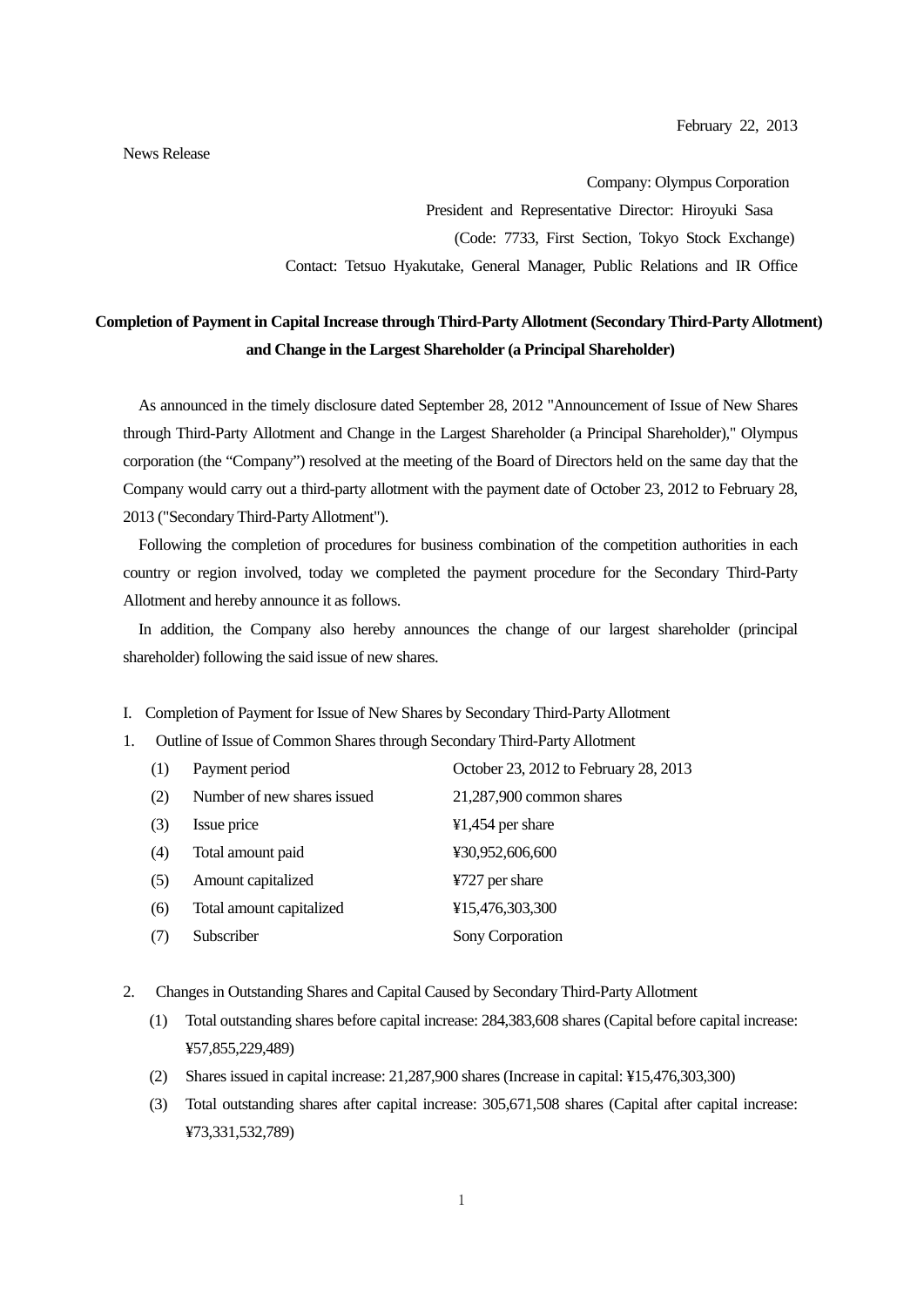February 22, 2013

News Release

Company: Olympus Corporation
President and Representative Director: Hiroyuki Sasa
(Code: 7733, First Section, Tokyo Stock Exchange)
Contact: Tetsuo Hyakutake, General Manager, Public Relations and IR Office

# Completion of Payment in Capital Increase through Third-Party Allotment (Secondary Third-Party Allotment) and Change in the Largest Shareholder (a Principal Shareholder)

As announced in the timely disclosure dated September 28, 2012 "Announcement of Issue of New Shares through Third-Party Allotment and Change in the Largest Shareholder (a Principal Shareholder)," Olympus corporation (the "Company") resolved at the meeting of the Board of Directors held on the same day that the Company would carry out a third-party allotment with the payment date of October 23, 2012 to February 28, 2013 ("Secondary Third-Party Allotment").

Following the completion of procedures for business combination of the competition authorities in each country or region involved, today we completed the payment procedure for the Secondary Third-Party Allotment and hereby announce it as follows.

In addition, the Company also hereby announces the change of our largest shareholder (principal shareholder) following the said issue of new shares.

I. Completion of Payment for Issue of New Shares by Secondary Third-Party Allotment

1. Outline of Issue of Common Shares through Secondary Third-Party Allotment

| | | |
|---|---|---|
| (1) | Payment period | October 23, 2012 to February 28, 2013 |
| (2) | Number of new shares issued | 21,287,900 common shares |
| (3) | Issue price | ¥1,454 per share |
| (4) | Total amount paid | ¥30,952,606,600 |
| (5) | Amount capitalized | ¥727 per share |
| (6) | Total amount capitalized | ¥15,476,303,300 |
| (7) | Subscriber | Sony Corporation |

2. Changes in Outstanding Shares and Capital Caused by Secondary Third-Party Allotment

   (1) Total outstanding shares before capital increase: 284,383,608 shares (Capital before capital increase: ¥57,855,229,489)

   (2) Shares issued in capital increase: 21,287,900 shares (Increase in capital: ¥15,476,303,300)

   (3) Total outstanding shares after capital increase: 305,671,508 shares (Capital after capital increase: ¥73,331,532,789)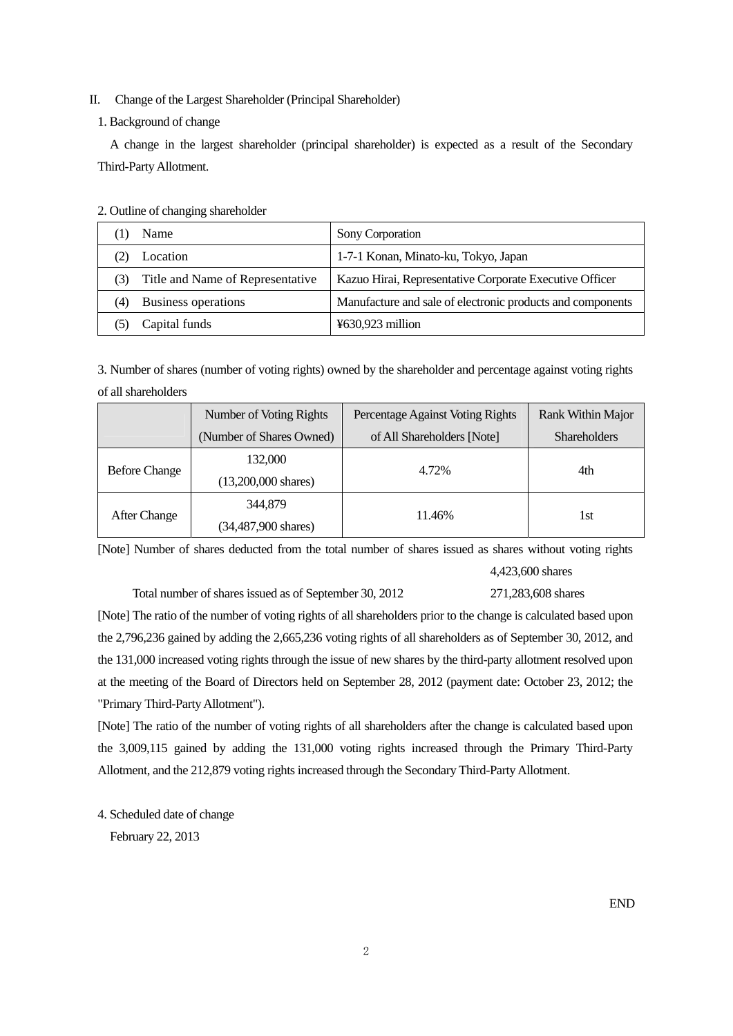## II. Change of the Largest Shareholder (Principal Shareholder)

### 1. Background of change

A change in the largest shareholder (principal shareholder) is expected as a result of the Secondary Third-Party Allotment.

### 2. Outline of changing shareholder

| | |
|---|---|
| (1) Name | Sony Corporation |
| (2) Location | 1-7-1 Konan, Minato-ku, Tokyo, Japan |
| (3) Title and Name of Representative | Kazuo Hirai, Representative Corporate Executive Officer |
| (4) Business operations | Manufacture and sale of electronic products and components |
| (5) Capital funds | ¥630,923 million |

### 3. Number of shares (number of voting rights) owned by the shareholder and percentage against voting rights of all shareholders

| | Number of Voting Rights (Number of Shares Owned) | Percentage Against Voting Rights of All Shareholders [Note] | Rank Within Major Shareholders |
|---|---|---|---|
| Before Change | 132,000 (13,200,000 shares) | 4.72% | 4th |
| After Change | 344,879 (34,487,900 shares) | 11.46% | 1st |

[Note] Number of shares deducted from the total number of shares issued as shares without voting rights 4,423,600 shares

Total number of shares issued as of September 30, 2012 271,283,608 shares

[Note] The ratio of the number of voting rights of all shareholders prior to the change is calculated based upon the 2,796,236 gained by adding the 2,665,236 voting rights of all shareholders as of September 30, 2012, and the 131,000 increased voting rights through the issue of new shares by the third-party allotment resolved upon at the meeting of the Board of Directors held on September 28, 2012 (payment date: October 23, 2012; the "Primary Third-Party Allotment").

[Note] The ratio of the number of voting rights of all shareholders after the change is calculated based upon the 3,009,115 gained by adding the 131,000 voting rights increased through the Primary Third-Party Allotment, and the 212,879 voting rights increased through the Secondary Third-Party Allotment.

### 4. Scheduled date of change

February 22, 2013

END